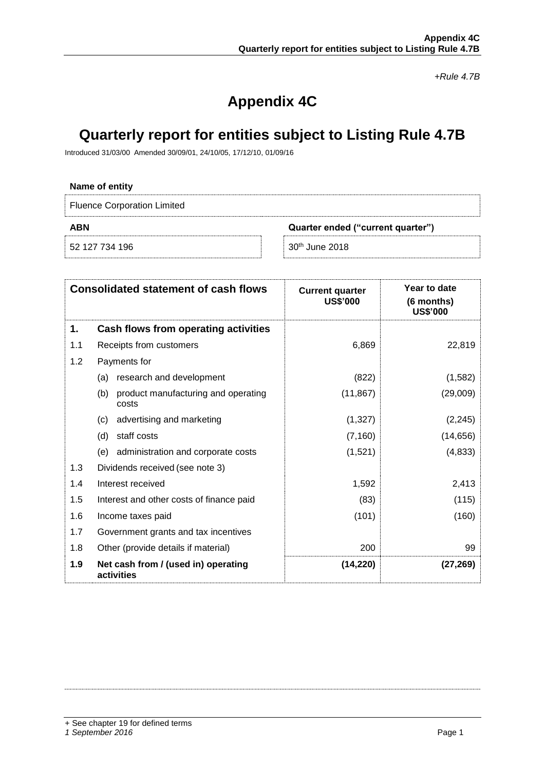*+Rule 4.7B*

# Appendix 4C

# Quarterly report for entities subject to Listing Rule 4.7B

Introduced 31/03/00 Amended 30/09/01, 24/10/05, 17/12/10, 01/09/16

**Name of entity**

Fluence Corporation Limited

| **ABN** | **Quarter ended ("current quarter")** |
|---|---|
| 52 127 734 196 | 30th June 2018 |

| **Consolidated statement of cash flows** | | **Current quarter US$'000** | **Year to date (6 months) US$'000** |
|---|---|---|---|
| **1.** | **Cash flows from operating activities** | | |
| 1.1 | Receipts from customers | 6,869 | 22,819 |
| 1.2 | Payments for | | |
| | (a) research and development | (822) | (1,582) |
| | (b) product manufacturing and operating costs | (11,867) | (29,009) |
| | (c) advertising and marketing | (1,327) | (2,245) |
| | (d) staff costs | (7,160) | (14,656) |
| | (e) administration and corporate costs | (1,521) | (4,833) |
| 1.3 | Dividends received (see note 3) | | |
| 1.4 | Interest received | 1,592 | 2,413 |
| 1.5 | Interest and other costs of finance paid | (83) | (115) |
| 1.6 | Income taxes paid | (101) | (160) |
| 1.7 | Government grants and tax incentives | | |
| 1.8 | Other (provide details if material) | 200 | 99 |
| **1.9** | **Net cash from / (used in) operating activities** | **(14,220)** | **(27,269)** |

+ See chapter 19 for defined terms
*1 September 2016*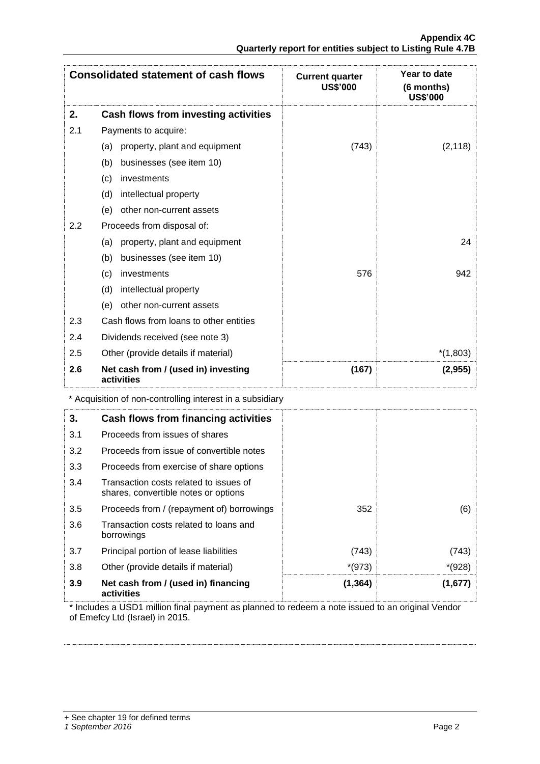| Consolidated statement of cash flows | | Current quarter US$'000 | Year to date (6 months) US$'000 |
|---|---|---|---|
| **2.** | **Cash flows from investing activities** | | |
| 2.1 | Payments to acquire: | | |
| | (a) property, plant and equipment | (743) | (2,118) |
| | (b) businesses (see item 10) | | |
| | (c) investments | | |
| | (d) intellectual property | | |
| | (e) other non-current assets | | |
| 2.2 | Proceeds from disposal of: | | |
| | (a) property, plant and equipment | | 24 |
| | (b) businesses (see item 10) | | |
| | (c) investments | 576 | 942 |
| | (d) intellectual property | | |
| | (e) other non-current assets | | |
| 2.3 | Cash flows from loans to other entities | | |
| 2.4 | Dividends received (see note 3) | | |
| 2.5 | Other (provide details if material) | | *(1,803) |
| **2.6** | **Net cash from / (used in) investing activities** | **(167)** | **(2,955)** |

* Acquisition of non-controlling interest in a subsidiary

| | | | |
|---|---|---|---|
| **3.** | **Cash flows from financing activities** | | |
| 3.1 | Proceeds from issues of shares | | |
| 3.2 | Proceeds from issue of convertible notes | | |
| 3.3 | Proceeds from exercise of share options | | |
| 3.4 | Transaction costs related to issues of shares, convertible notes or options | | |
| 3.5 | Proceeds from / (repayment of) borrowings | 352 | (6) |
| 3.6 | Transaction costs related to loans and borrowings | | |
| 3.7 | Principal portion of lease liabilities | (743) | (743) |
| 3.8 | Other (provide details if material) | *(973) | *(928) |
| **3.9** | **Net cash from / (used in) financing activities** | **(1,364)** | **(1,677)** |

* Includes a USD1 million final payment as planned to redeem a note issued to an original Vendor of Emefcy Ltd (Israel) in 2015.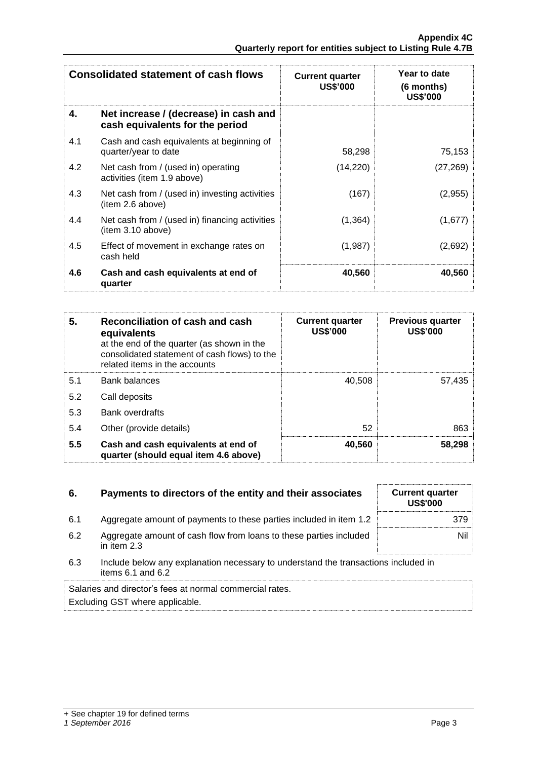| Consolidated statement of cash flows | | Current quarter US$'000 | Year to date (6 months) US$'000 |
|---|---|---|---|
| **4.** | **Net increase / (decrease) in cash and cash equivalents for the period** | | |
| 4.1 | Cash and cash equivalents at beginning of quarter/year to date | 58,298 | 75,153 |
| 4.2 | Net cash from / (used in) operating activities (item 1.9 above) | (14,220) | (27,269) |
| 4.3 | Net cash from / (used in) investing activities (item 2.6 above) | (167) | (2,955) |
| 4.4 | Net cash from / (used in) financing activities (item 3.10 above) | (1,364) | (1,677) |
| 4.5 | Effect of movement in exchange rates on cash held | (1,987) | (2,692) |
| **4.6** | **Cash and cash equivalents at end of quarter** | **40,560** | **40,560** |

| **5.** | **Reconciliation of cash and cash equivalents** at the end of the quarter (as shown in the consolidated statement of cash flows) to the related items in the accounts | Current quarter US$'000 | Previous quarter US$'000 |
|---|---|---|---|
| 5.1 | Bank balances | 40,508 | 57,435 |
| 5.2 | Call deposits | | |
| 5.3 | Bank overdrafts | | |
| 5.4 | Other (provide details) | 52 | 863 |
| **5.5** | **Cash and cash equivalents at end of quarter (should equal item 4.6 above)** | **40,560** | **58,298** |

| **6.** | **Payments to directors of the entity and their associates** | Current quarter US$'000 |
|---|---|---|
| 6.1 | Aggregate amount of payments to these parties included in item 1.2 | 379 |
| 6.2 | Aggregate amount of cash flow from loans to these parties included in item 2.3 | Nil |

6.3 Include below any explanation necessary to understand the transactions included in items 6.1 and 6.2

Salaries and director's fees at normal commercial rates.
Excluding GST where applicable.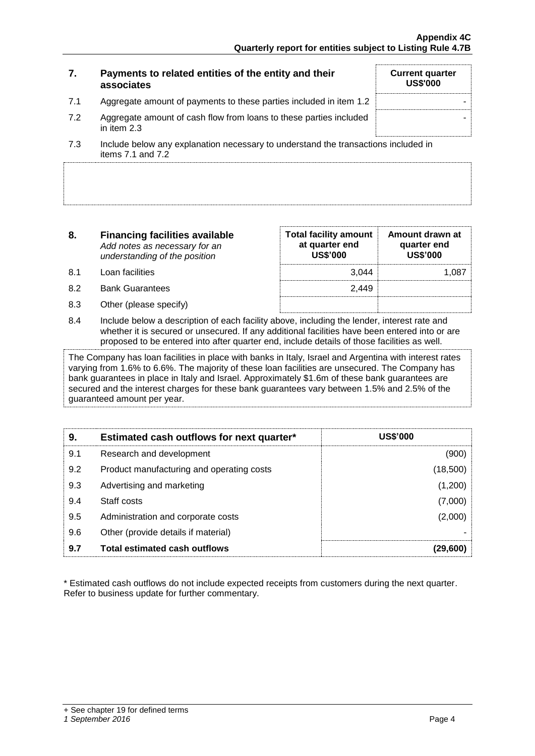| 7. | Payments to related entities of the entity and their associates | Current quarter US$'000 |
|---|---|---|
| 7.1 | Aggregate amount of payments to these parties included in item 1.2 | - |
| 7.2 | Aggregate amount of cash flow from loans to these parties included in item 2.3 | - |

7.3 Include below any explanation necessary to understand the transactions included in items 7.1 and 7.2

| 8. | **Financing facilities available** *Add notes as necessary for an understanding of the position* | Total facility amount at quarter end US$'000 | Amount drawn at quarter end US$'000 |
|---|---|---|---|
| 8.1 | Loan facilities | 3,044 | 1,087 |
| 8.2 | Bank Guarantees | 2,449 | |
| 8.3 | Other (please specify) | | |

8.4 Include below a description of each facility above, including the lender, interest rate and whether it is secured or unsecured. If any additional facilities have been entered into or are proposed to be entered into after quarter end, include details of those facilities as well.

The Company has loan facilities in place with banks in Italy, Israel and Argentina with interest rates varying from 1.6% to 6.6%. The majority of these loan facilities are unsecured. The Company has bank guarantees in place in Italy and Israel. Approximately $1.6m of these bank guarantees are secured and the interest charges for these bank guarantees vary between 1.5% and 2.5% of the guaranteed amount per year.

| 9. | Estimated cash outflows for next quarter* | US$'000 |
|---|---|---|
| 9.1 | Research and development | (900) |
| 9.2 | Product manufacturing and operating costs | (18,500) |
| 9.3 | Advertising and marketing | (1,200) |
| 9.4 | Staff costs | (7,000) |
| 9.5 | Administration and corporate costs | (2,000) |
| 9.6 | Other (provide details if material) | - |
| **9.7** | **Total estimated cash outflows** | **(29,600)** |

* Estimated cash outflows do not include expected receipts from customers during the next quarter. Refer to business update for further commentary.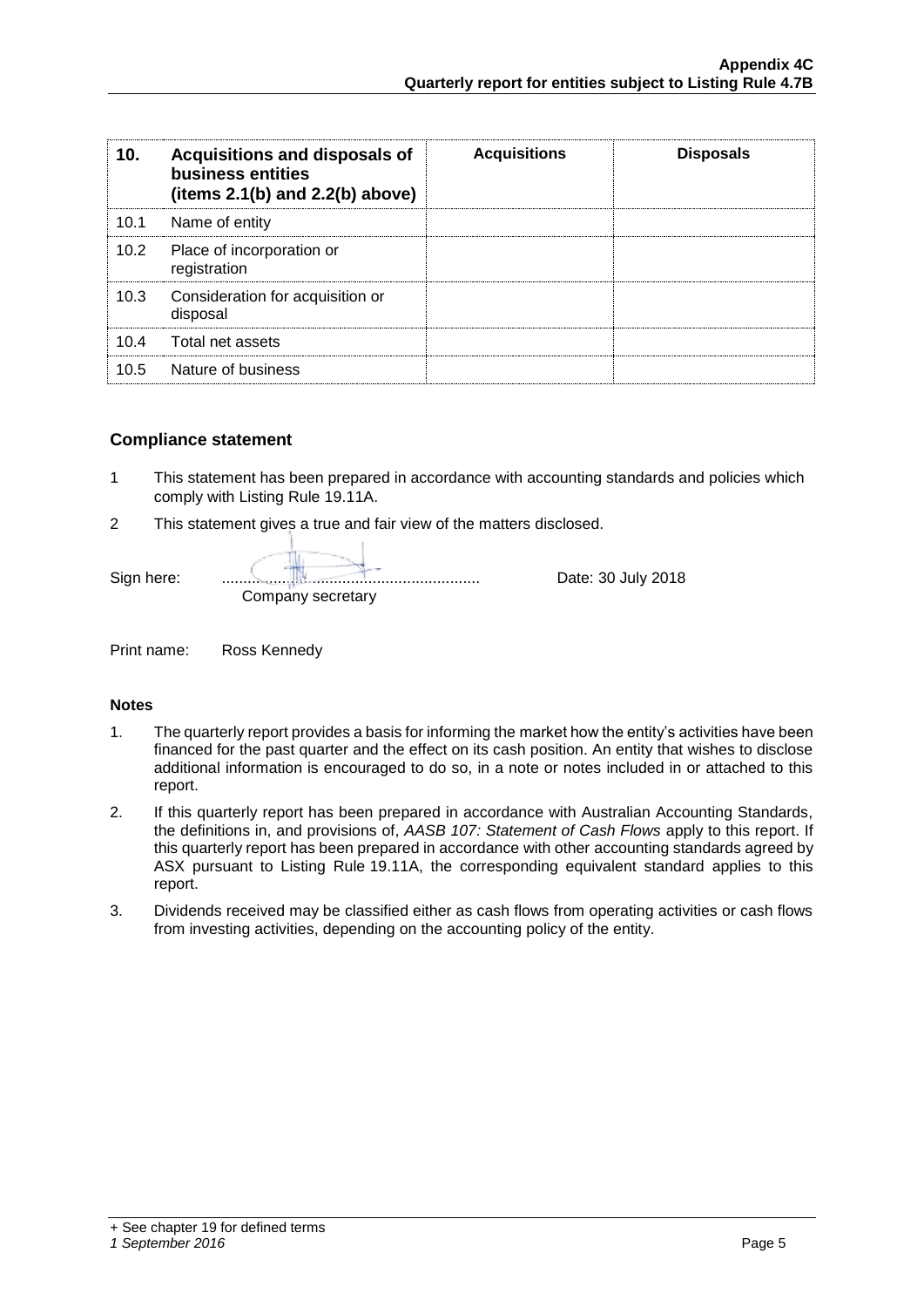| 10. | Acquisitions and disposals of business entities (items 2.1(b) and 2.2(b) above) | Acquisitions | Disposals |
|---|---|---|---|
| 10.1 | Name of entity | | |
| 10.2 | Place of incorporation or registration | | |
| 10.3 | Consideration for acquisition or disposal | | |
| 10.4 | Total net assets | | |
| 10.5 | Nature of business | | |

## Compliance statement

1 This statement has been prepared in accordance with accounting standards and policies which comply with Listing Rule 19.11A.

2 This statement gives a true and fair view of the matters disclosed.

Sign here: ............................................................ Date: 30 July 2018
Company secretary

Print name: Ross Kennedy

### Notes

1. The quarterly report provides a basis for informing the market how the entity's activities have been financed for the past quarter and the effect on its cash position. An entity that wishes to disclose additional information is encouraged to do so, in a note or notes included in or attached to this report.
2. If this quarterly report has been prepared in accordance with Australian Accounting Standards, the definitions in, and provisions of, *AASB 107: Statement of Cash Flows* apply to this report. If this quarterly report has been prepared in accordance with other accounting standards agreed by ASX pursuant to Listing Rule 19.11A, the corresponding equivalent standard applies to this report.
3. Dividends received may be classified either as cash flows from operating activities or cash flows from investing activities, depending on the accounting policy of the entity.